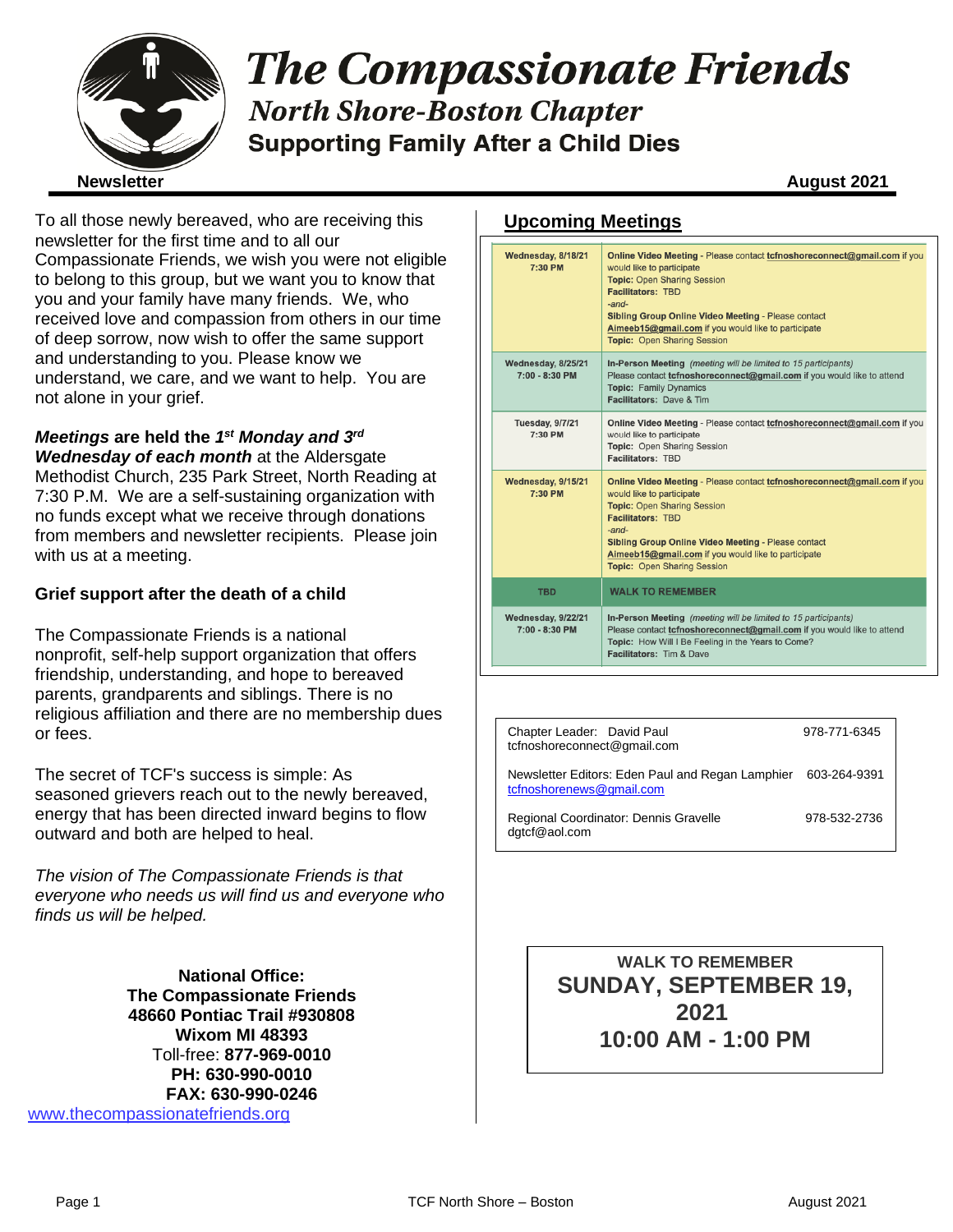# The Compassionate Friends

## North Shore-Boston Chapter

### Supporting Family After a Child Dies

**Newsletter** **August 2021**

To all those newly bereaved, who are receiving this newsletter for the first time and to all our Compassionate Friends, we wish you were not eligible to belong to this group, but we want you to know that you and your family have many friends. We, who received love and compassion from others in our time of deep sorrow, now wish to offer the same support and understanding to you. Please know we understand, we care, and we want to help. You are not alone in your grief.

***Meetings* are held the *1st Monday and 3rd Wednesday of each month*** at the Aldersgate Methodist Church, 235 Park Street, North Reading at 7:30 P.M. We are a self-sustaining organization with no funds except what we receive through donations from members and newsletter recipients. Please join with us at a meeting.

**Grief support after the death of a child**

The Compassionate Friends is a national nonprofit, self-help support organization that offers friendship, understanding, and hope to bereaved parents, grandparents and siblings. There is no religious affiliation and there are no membership dues or fees.

The secret of TCF's success is simple: As seasoned grievers reach out to the newly bereaved, energy that has been directed inward begins to flow outward and both are helped to heal.

*The vision of The Compassionate Friends is that everyone who needs us will find us and everyone who finds us will be helped.*

**National Office:**
**The Compassionate Friends**
**48660 Pontiac Trail #930808**
**Wixom MI 48393**
Toll-free: **877-969-0010**
**PH: 630-990-0010**
**FAX: 630-990-0246**
www.thecompassionatefriends.org

## Upcoming Meetings

| Date | Details |
|---|---|
| **Wednesday, 8/18/21 7:30 PM** | **Online Video Meeting** - Please contact **tcfnoshoreconnect@gmail.com** if you would like to participate<br>**Topic:** Open Sharing Session<br>**Facilitators:** TBD<br>*-and-*<br>**Sibling Group Online Video Meeting** - Please contact **Aimeeb15@gmail.com** if you would like to participate<br>**Topic:** Open Sharing Session |
| **Wednesday, 8/25/21 7:00 - 8:30 PM** | **In-Person Meeting** *(meeting will be limited to 15 participants)*<br>Please contact **tcfnoshoreconnect@gmail.com** if you would like to attend<br>**Topic:** Family Dynamics<br>**Facilitators:** Dave & Tim |
| **Tuesday, 9/7/21 7:30 PM** | **Online Video Meeting** - Please contact **tcfnoshoreconnect@gmail.com** if you would like to participate<br>**Topic:** Open Sharing Session<br>**Facilitators:** TBD |
| **Wednesday, 9/15/21 7:30 PM** | **Online Video Meeting** - Please contact **tcfnoshoreconnect@gmail.com** if you would like to participate<br>**Topic:** Open Sharing Session<br>**Facilitators:** TBD<br>*-and-*<br>**Sibling Group Online Video Meeting** - Please contact **Aimeeb15@gmail.com** if you would like to participate<br>**Topic:** Open Sharing Session |
| **TBD** | **WALK TO REMEMBER** |
| **Wednesday, 9/22/21 7:00 - 8:30 PM** | **In-Person Meeting** *(meeting will be limited to 15 participants)*<br>Please contact **tcfnoshoreconnect@gmail.com** if you would like to attend<br>**Topic:** How Will I Be Feeling in the Years to Come?<br>**Facilitators:** Tim & Dave |

| Contact | Phone |
|---|---|
| Chapter Leader: David Paul<br>tcfnoshoreconnect@gmail.com | 978-771-6345 |
| Newsletter Editors: Eden Paul and Regan Lamphier<br>tcfnoshorenews@gmail.com | 603-264-9391 |
| Regional Coordinator: Dennis Gravelle<br>dgtcf@aol.com | 978-532-2736 |

**WALK TO REMEMBER**
**SUNDAY, SEPTEMBER 19, 2021**
**10:00 AM - 1:00 PM**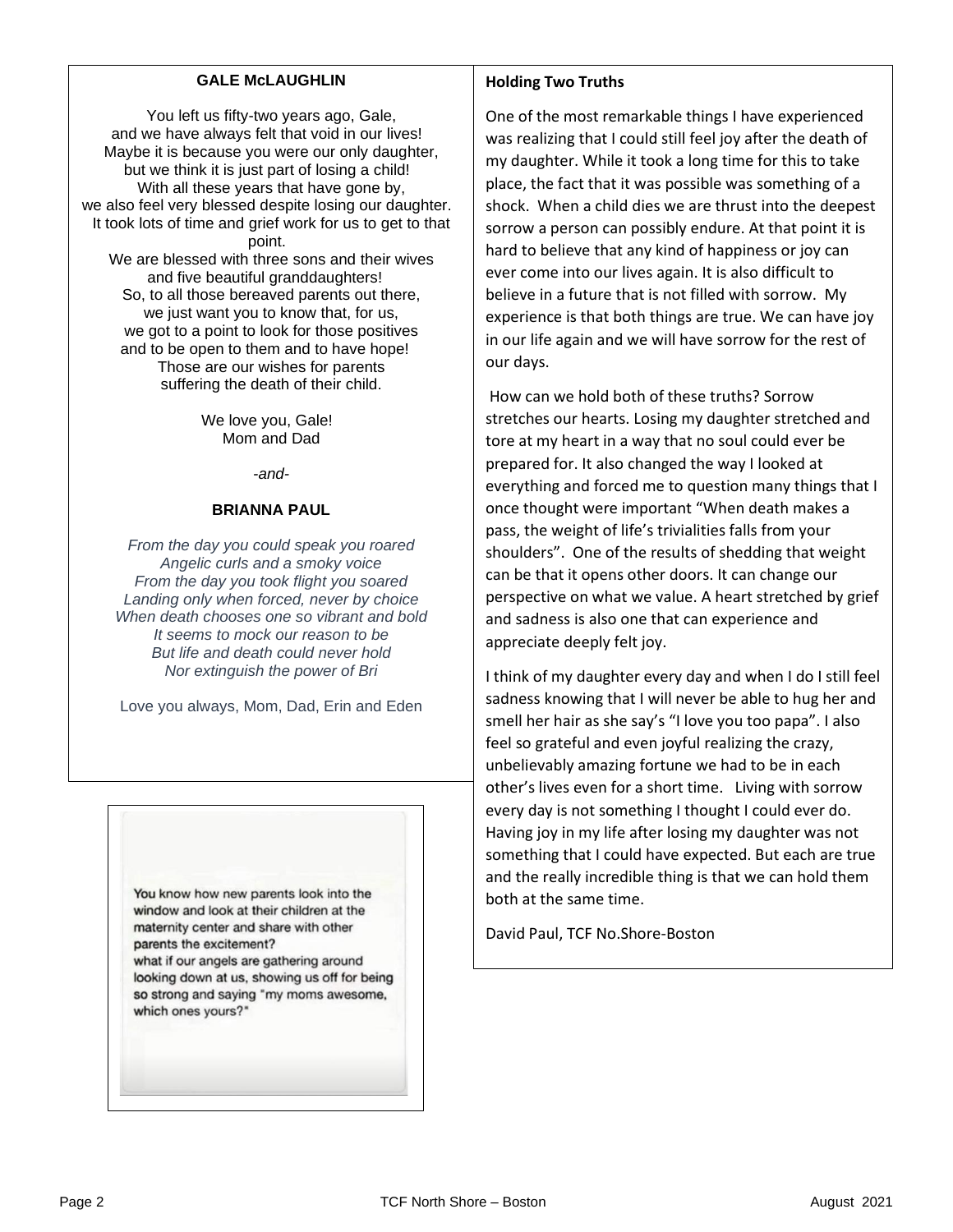### GALE McLAUGHLIN

You left us fifty-two years ago, Gale,
and we have always felt that void in our lives!
Maybe it is because you were our only daughter,
but we think it is just part of losing a child!
With all these years that have gone by,
we also feel very blessed despite losing our daughter.
It took lots of time and grief work for us to get to that point.
We are blessed with three sons and their wives
and five beautiful granddaughters!
So, to all those bereaved parents out there,
we just want you to know that, for us,
we got to a point to look for those positives
and to be open to them and to have hope!
Those are our wishes for parents
suffering the death of their child.

We love you, Gale!
Mom and Dad

*-and-*

### BRIANNA PAUL

*From the day you could speak you roared*
*Angelic curls and a smoky voice*
*From the day you took flight you soared*
*Landing only when forced, never by choice*
*When death chooses one so vibrant and bold*
*It seems to mock our reason to be*
*But life and death could never hold*
*Nor extinguish the power of Bri*

Love you always, Mom, Dad, Erin and Eden

You know how new parents look into the window and look at their children at the maternity center and share with other parents the excitement?
what if our angels are gathering around looking down at us, showing us off for being so strong and saying "my moms awesome, which ones yours?"

**Holding Two Truths**

One of the most remarkable things I have experienced was realizing that I could still feel joy after the death of my daughter. While it took a long time for this to take place, the fact that it was possible was something of a shock. When a child dies we are thrust into the deepest sorrow a person can possibly endure. At that point it is hard to believe that any kind of happiness or joy can ever come into our lives again. It is also difficult to believe in a future that is not filled with sorrow. My experience is that both things are true. We can have joy in our life again and we will have sorrow for the rest of our days.

How can we hold both of these truths? Sorrow stretches our hearts. Losing my daughter stretched and tore at my heart in a way that no soul could ever be prepared for. It also changed the way I looked at everything and forced me to question many things that I once thought were important "When death makes a pass, the weight of life's trivialities falls from your shoulders". One of the results of shedding that weight can be that it opens other doors. It can change our perspective on what we value. A heart stretched by grief and sadness is also one that can experience and appreciate deeply felt joy.

I think of my daughter every day and when I do I still feel sadness knowing that I will never be able to hug her and smell her hair as she say's "I love you too papa". I also feel so grateful and even joyful realizing the crazy, unbelievably amazing fortune we had to be in each other's lives even for a short time. Living with sorrow every day is not something I thought I could ever do. Having joy in my life after losing my daughter was not something that I could have expected. But each are true and the really incredible thing is that we can hold them both at the same time.

David Paul, TCF No.Shore-Boston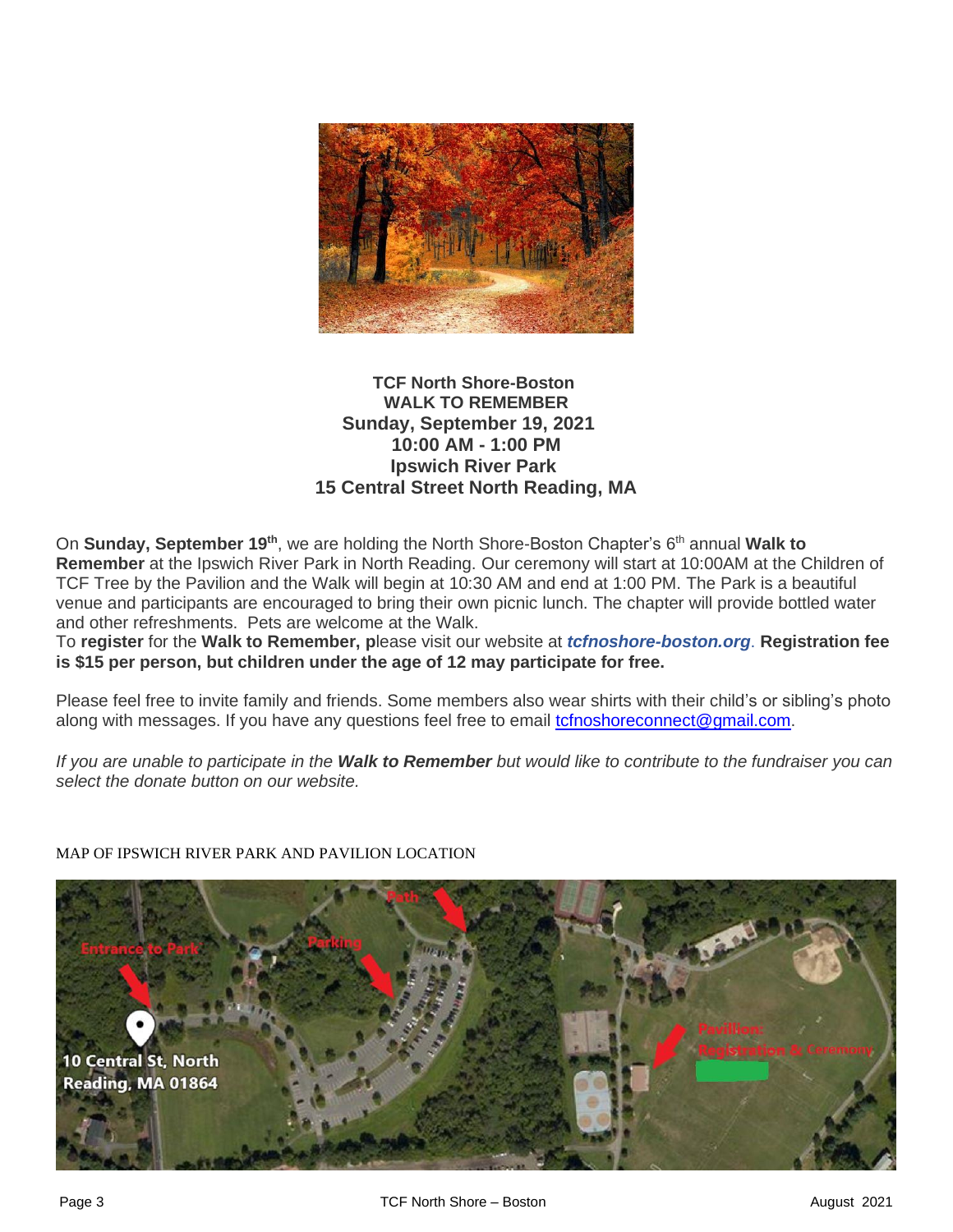**TCF North Shore-Boston**
**WALK TO REMEMBER**
**Sunday, September 19, 2021**
**10:00 AM - 1:00 PM**
**Ipswich River Park**
**15 Central Street North Reading, MA**

On **Sunday, September 19th**, we are holding the North Shore-Boston Chapter's 6th annual **Walk to Remember** at the Ipswich River Park in North Reading. Our ceremony will start at 10:00AM at the Children of TCF Tree by the Pavilion and the Walk will begin at 10:30 AM and end at 1:00 PM. The Park is a beautiful venue and participants are encouraged to bring their own picnic lunch. The chapter will provide bottled water and other refreshments. Pets are welcome at the Walk.
To **register** for the **Walk to Remember, p**lease visit our website at ***tcfnoshore-boston.org***. **Registration fee is $15 per person, but children under the age of 12 may participate for free.**

Please feel free to invite family and friends. Some members also wear shirts with their child's or sibling's photo along with messages. If you have any questions feel free to email tcfnoshoreconnect@gmail.com.

*If you are unable to participate in the* ***Walk to Remember*** *but would like to contribute to the fundraiser you can select the donate button on our website.*

MAP OF IPSWICH RIVER PARK AND PAVILION LOCATION

Entrance to Park

Parking

Path

Pavillion: Registration & Ceremony

10 Central St, North Reading, MA 01864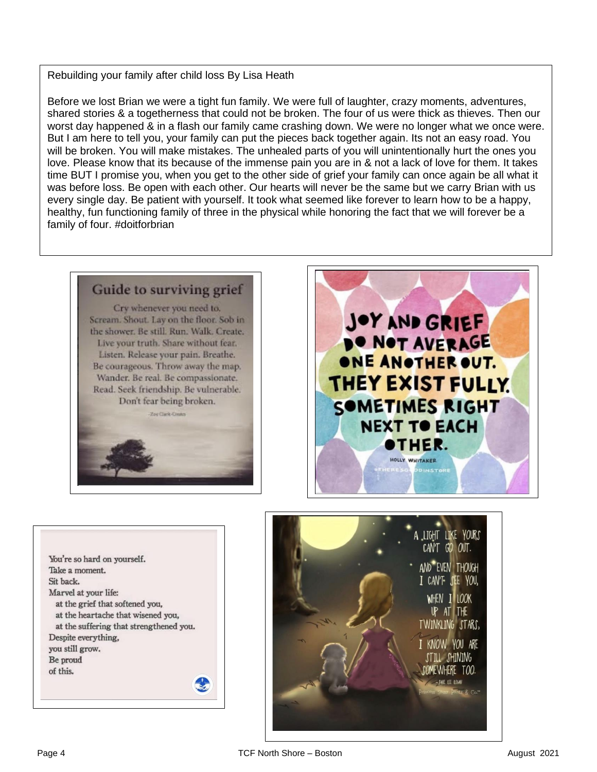Rebuilding your family after child loss By Lisa Heath

Before we lost Brian we were a tight fun family. We were full of laughter, crazy moments, adventures, shared stories & a togetherness that could not be broken. The four of us were thick as thieves. Then our worst day happened & in a flash our family came crashing down. We were no longer what we once were. But I am here to tell you, your family can put the pieces back together again. Its not an easy road. You will be broken. You will make mistakes. The unhealed parts of you will unintentionally hurt the ones you love. Please know that its because of the immense pain you are in & not a lack of love for them. It takes time BUT I promise you, when you get to the other side of grief your family can once again be all what it was before loss. Be open with each other. Our hearts will never be the same but we carry Brian with us every single day. Be patient with yourself. It took what seemed like forever to learn how to be a happy, healthy, fun functioning family of three in the physical while honoring the fact that we will forever be a family of four. #doitforbrian

**Guide to surviving grief**

Cry whenever you need to. Scream. Shout. Lay on the floor. Sob in the shower. Be still. Run. Walk. Create. Live your truth. Share without fear. Listen. Release your pain. Breathe. Be courageous. Throw away the map. Wander. Be real. Be compassionate. Read. Seek friendship. Be vulnerable. Don't fear being broken.

-Zoe Clark-Coates

JOY AND GRIEF DO NOT AVERAGE ONE ANOTHER OUT. THEY EXIST FULLY. SOMETIMES RIGHT NEXT TO EACH OTHER.

HOLLY WHITAKER

You're so hard on yourself.
Take a moment.
Sit back.
Marvel at your life:
at the grief that softened you,
at the heartache that wisened you,
at the suffering that strengthened you.
Despite everything,
you still grow.
Be proud
of this.

A LIGHT LIKE YOURS CAN'T GO OUT. AND EVEN THOUGH I CAN'T SEE YOU, WHEN I LOOK UP AT THE TWINKLING STARS, I KNOW YOU ARE STILL SHINING SOMEWHERE TOO.

~JANE LEE LOGAN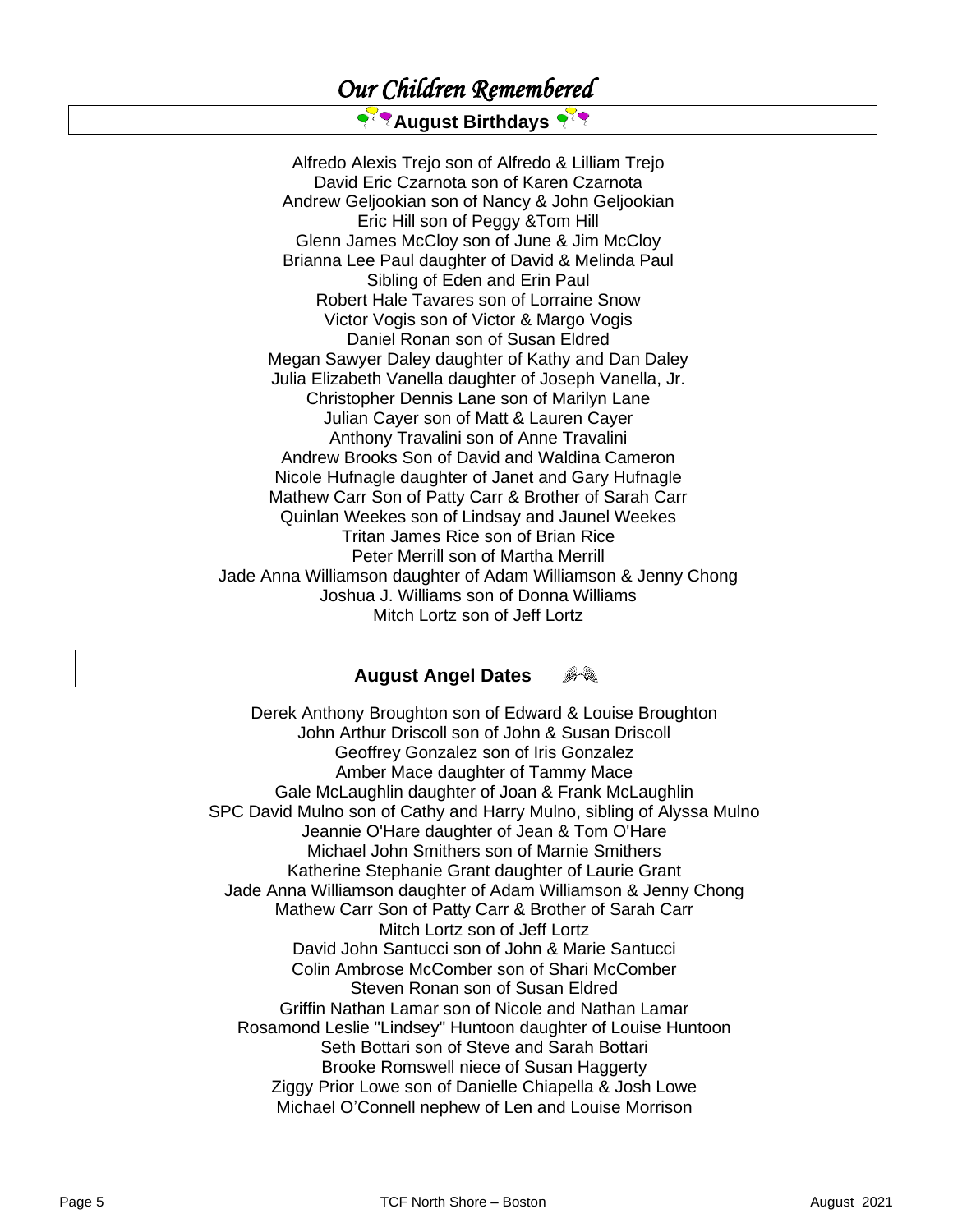# *Our Children Remembered*

## August Birthdays

Alfredo Alexis Trejo son of Alfredo & Lilliam Trejo
David Eric Czarnota son of Karen Czarnota
Andrew Geljookian son of Nancy & John Geljookian
Eric Hill son of Peggy &Tom Hill
Glenn James McCloy son of June & Jim McCloy
Brianna Lee Paul daughter of David & Melinda Paul
Sibling of Eden and Erin Paul
Robert Hale Tavares son of Lorraine Snow
Victor Vogis son of Victor & Margo Vogis
Daniel Ronan son of Susan Eldred
Megan Sawyer Daley daughter of Kathy and Dan Daley
Julia Elizabeth Vanella daughter of Joseph Vanella, Jr.
Christopher Dennis Lane son of Marilyn Lane
Julian Cayer son of Matt & Lauren Cayer
Anthony Travalini son of Anne Travalini
Andrew Brooks Son of David and Waldina Cameron
Nicole Hufnagle daughter of Janet and Gary Hufnagle
Mathew Carr Son of Patty Carr & Brother of Sarah Carr
Quinlan Weekes son of Lindsay and Jaunel Weekes
Tritan James Rice son of Brian Rice
Peter Merrill son of Martha Merrill
Jade Anna Williamson daughter of Adam Williamson & Jenny Chong
Joshua J. Williams son of Donna Williams
Mitch Lortz son of Jeff Lortz

## August Angel Dates

Derek Anthony Broughton son of Edward & Louise Broughton
John Arthur Driscoll son of John & Susan Driscoll
Geoffrey Gonzalez son of Iris Gonzalez
Amber Mace daughter of Tammy Mace
Gale McLaughlin daughter of Joan & Frank McLaughlin
SPC David Mulno son of Cathy and Harry Mulno, sibling of Alyssa Mulno
Jeannie O'Hare daughter of Jean & Tom O'Hare
Michael John Smithers son of Marnie Smithers
Katherine Stephanie Grant daughter of Laurie Grant
Jade Anna Williamson daughter of Adam Williamson & Jenny Chong
Mathew Carr Son of Patty Carr & Brother of Sarah Carr
Mitch Lortz son of Jeff Lortz
David John Santucci son of John & Marie Santucci
Colin Ambrose McComber son of Shari McComber
Steven Ronan son of Susan Eldred
Griffin Nathan Lamar son of Nicole and Nathan Lamar
Rosamond Leslie "Lindsey" Huntoon daughter of Louise Huntoon
Seth Bottari son of Steve and Sarah Bottari
Brooke Romswell niece of Susan Haggerty
Ziggy Prior Lowe son of Danielle Chiapella & Josh Lowe
Michael O'Connell nephew of Len and Louise Morrison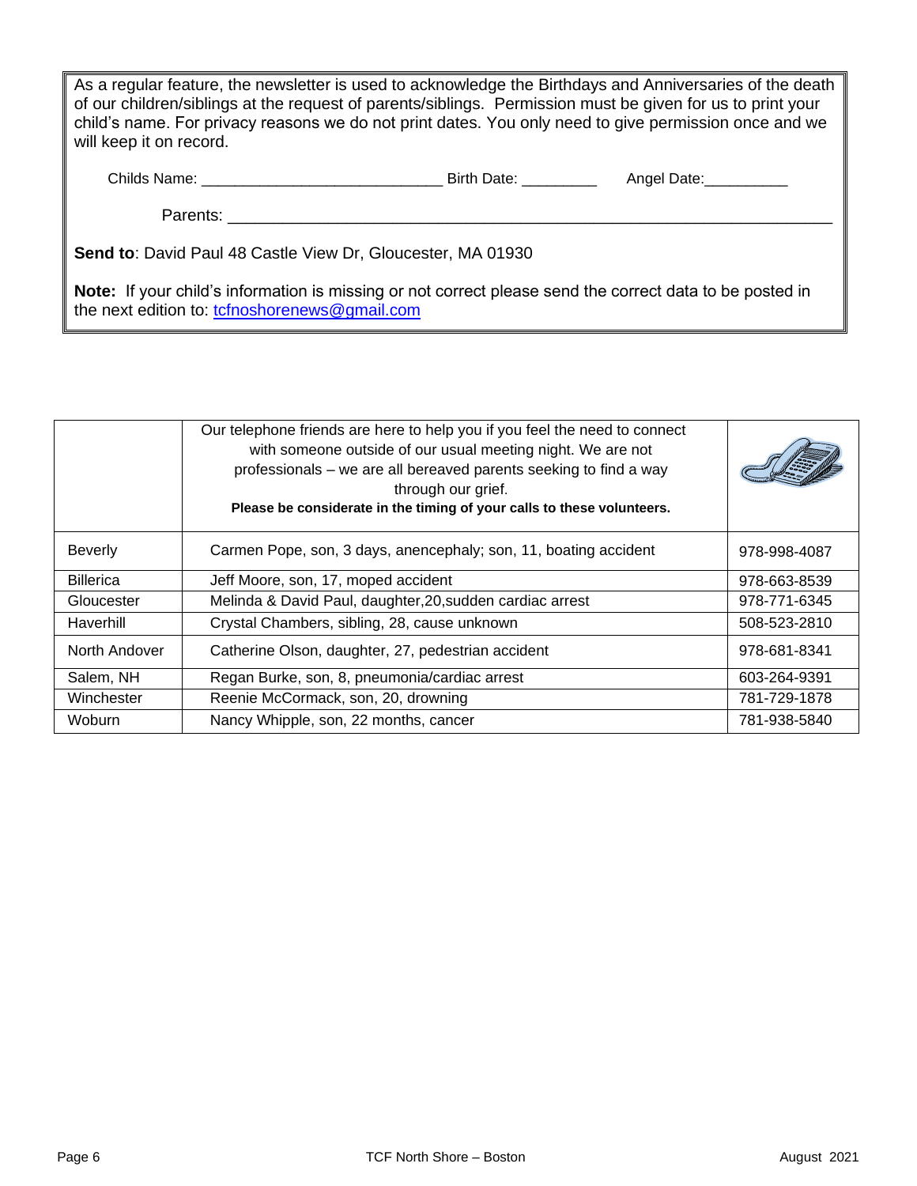As a regular feature, the newsletter is used to acknowledge the Birthdays and Anniversaries of the death of our children/siblings at the request of parents/siblings. Permission must be given for us to print your child's name. For privacy reasons we do not print dates. You only need to give permission once and we will keep it on record.

Childs Name: ___________________________ Birth Date: _________ Angel Date:__________

Parents: ______________________________________________________________________

**Send to**: David Paul 48 Castle View Dr, Gloucester, MA 01930

**Note:** If your child's information is missing or not correct please send the correct data to be posted in the next edition to: tcfnoshorenews@gmail.com

| | Our telephone friends are here to help you if you feel the need to connect with someone outside of our usual meeting night. We are not professionals – we are all bereaved parents seeking to find a way through our grief. **Please be considerate in the timing of your calls to these volunteers.** | |
|---|---|---|
| Beverly | Carmen Pope, son, 3 days, anencephaly; son, 11, boating accident | 978-998-4087 |
| Billerica | Jeff Moore, son, 17, moped accident | 978-663-8539 |
| Gloucester | Melinda & David Paul, daughter,20,sudden cardiac arrest | 978-771-6345 |
| Haverhill | Crystal Chambers, sibling, 28, cause unknown | 508-523-2810 |
| North Andover | Catherine Olson, daughter, 27, pedestrian accident | 978-681-8341 |
| Salem, NH | Regan Burke, son, 8, pneumonia/cardiac arrest | 603-264-9391 |
| Winchester | Reenie McCormack, son, 20, drowning | 781-729-1878 |
| Woburn | Nancy Whipple, son, 22 months, cancer | 781-938-5840 |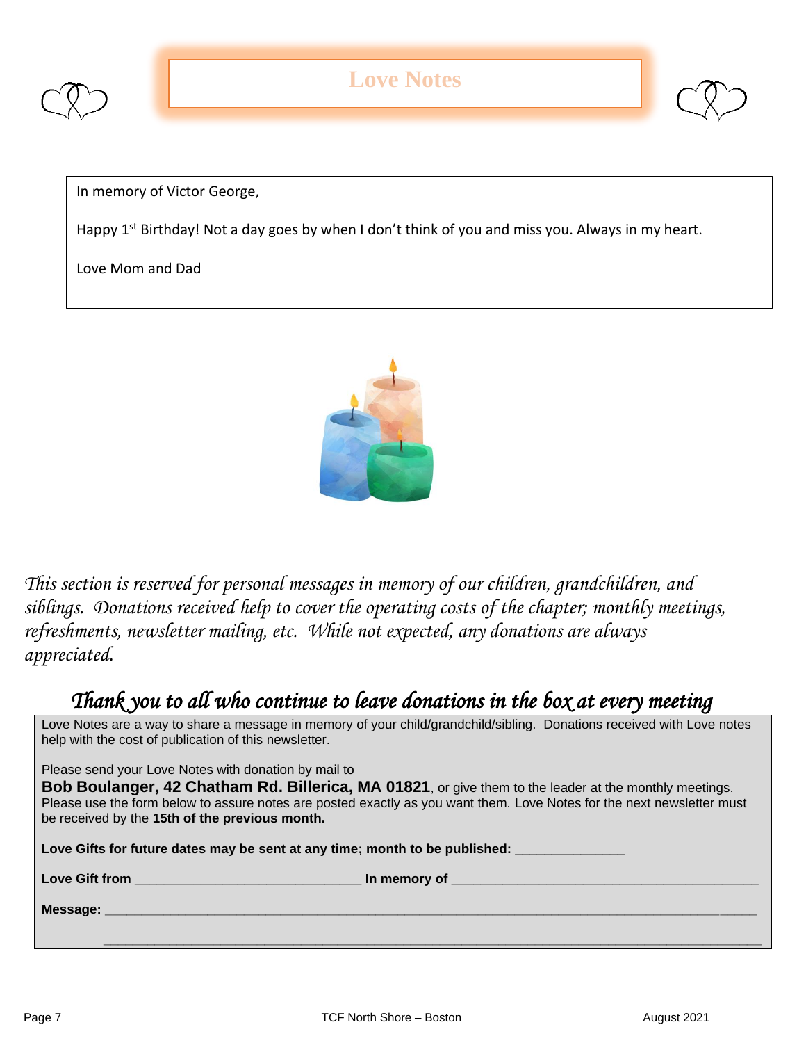# Love Notes

In memory of Victor George,

Happy 1st Birthday! Not a day goes by when I don't think of you and miss you. Always in my heart.

Love Mom and Dad

*This section is reserved for personal messages in memory of our children, grandchildren, and siblings. Donations received help to cover the operating costs of the chapter; monthly meetings, refreshments, newsletter mailing, etc. While not expected, any donations are always appreciated.*

## *Thank you to all who continue to leave donations in the box at every meeting*

Love Notes are a way to share a message in memory of your child/grandchild/sibling. Donations received with Love notes help with the cost of publication of this newsletter.

Please send your Love Notes with donation by mail to
**Bob Boulanger, 42 Chatham Rd. Billerica, MA 01821**, or give them to the leader at the monthly meetings. Please use the form below to assure notes are posted exactly as you want them. Love Notes for the next newsletter must be received by the **15th of the previous month.**

**Love Gifts for future dates may be sent at any time; month to be published:** _______________

**Love Gift from** _______________________________ **In memory of** ___________________________________________

**Message:** ___________________________________________________________________________________________

_____________________________________________________________________________________________________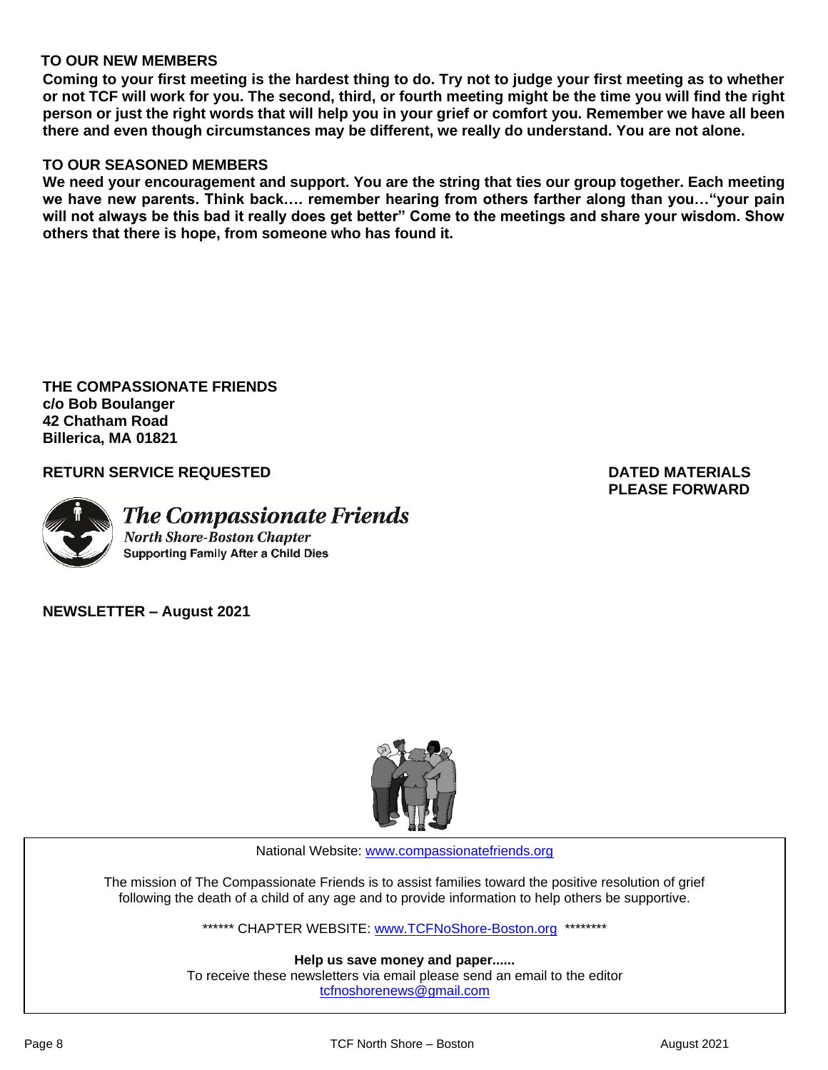## TO OUR NEW MEMBERS

**Coming to your first meeting is the hardest thing to do. Try not to judge your first meeting as to whether or not TCF will work for you. The second, third, or fourth meeting might be the time you will find the right person or just the right words that will help you in your grief or comfort you. Remember we have all been there and even though circumstances may be different, we really do understand. You are not alone.**

## TO OUR SEASONED MEMBERS

**We need your encouragement and support. You are the string that ties our group together. Each meeting we have new parents. Think back…. remember hearing from others farther along than you…"your pain will not always be this bad it really does get better" Come to the meetings and share your wisdom. Show others that there is hope, from someone who has found it.**

**THE COMPASSIONATE FRIENDS**
**c/o Bob Boulanger**
**42 Chatham Road**
**Billerica, MA 01821**

**RETURN SERVICE REQUESTED**

**DATED MATERIALS**
**PLEASE FORWARD**

***The Compassionate Friends***
***North Shore-Boston Chapter***
**Supporting Family After a Child Dies**

**NEWSLETTER – August 2021**

National Website: www.compassionatefriends.org

The mission of The Compassionate Friends is to assist families toward the positive resolution of grief following the death of a child of any age and to provide information to help others be supportive.

****** CHAPTER WEBSITE: www.TCFNoShore-Boston.org ********

**Help us save money and paper......**
To receive these newsletters via email please send an email to the editor
tcfnoshorenews@gmail.com